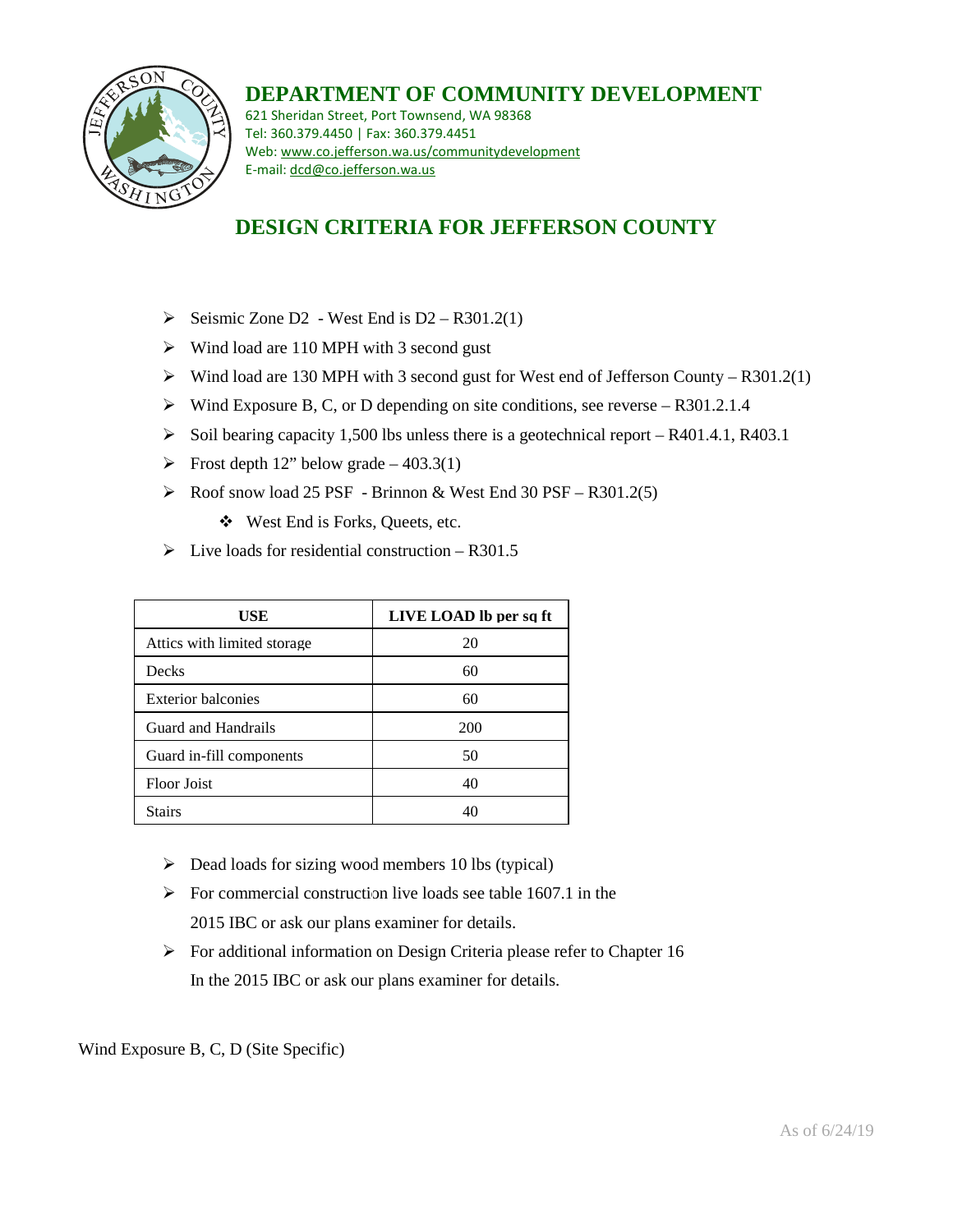# DEPARTMENT OF COMMUNITY DEVELOPMENT

621 Sheridan Street, Port Townsend, WA 98368
Tel: 360.379.4450 | Fax: 360.379.4451
Web: www.co.jefferson.wa.us/communitydevelopment
E-mail: dcd@co.jefferson.wa.us

## DESIGN CRITERIA FOR JEFFERSON COUNTY

- Seismic Zone D2 - West End is D2 – R301.2(1)
- Wind load are 110 MPH with 3 second gust
- Wind load are 130 MPH with 3 second gust for West end of Jefferson County – R301.2(1)
- Wind Exposure B, C, or D depending on site conditions, see reverse – R301.2.1.4
- Soil bearing capacity 1,500 lbs unless there is a geotechnical report – R401.4.1, R403.1
- Frost depth 12" below grade – 403.3(1)
- Roof snow load 25 PSF - Brinnon & West End 30 PSF – R301.2(5)
  - West End is Forks, Queets, etc.
- Live loads for residential construction – R301.5

| USE | LIVE LOAD lb per sq ft |
|---|---|
| Attics with limited storage | 20 |
| Decks | 60 |
| Exterior balconies | 60 |
| Guard and Handrails | 200 |
| Guard in-fill components | 50 |
| Floor Joist | 40 |
| Stairs | 40 |

- Dead loads for sizing wood members 10 lbs (typical)
- For commercial construction live loads see table 1607.1 in the 2015 IBC or ask our plans examiner for details.
- For additional information on Design Criteria please refer to Chapter 16 In the 2015 IBC or ask our plans examiner for details.

Wind Exposure B, C, D (Site Specific)

As of 6/24/19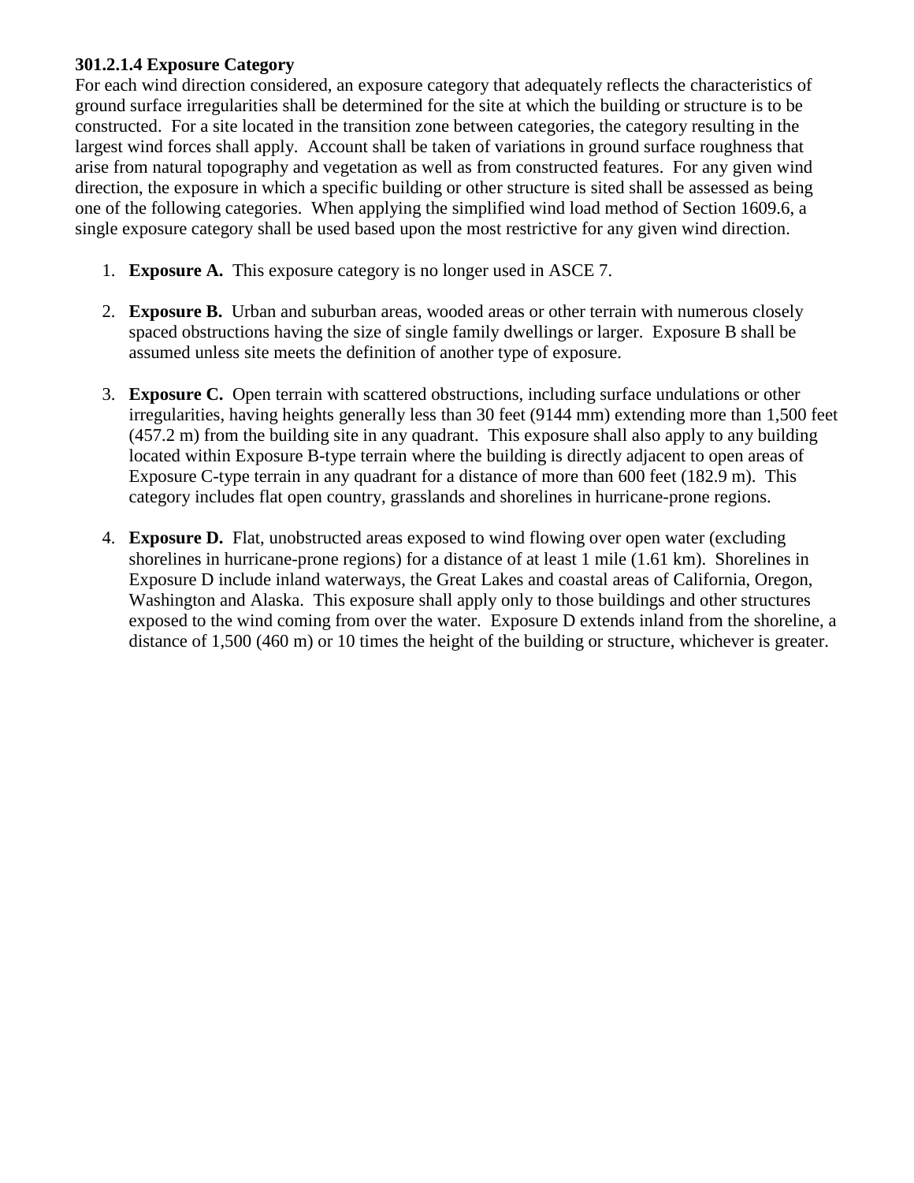**301.2.1.4 Exposure Category**

For each wind direction considered, an exposure category that adequately reflects the characteristics of ground surface irregularities shall be determined for the site at which the building or structure is to be constructed. For a site located in the transition zone between categories, the category resulting in the largest wind forces shall apply. Account shall be taken of variations in ground surface roughness that arise from natural topography and vegetation as well as from constructed features. For any given wind direction, the exposure in which a specific building or other structure is sited shall be assessed as being one of the following categories. When applying the simplified wind load method of Section 1609.6, a single exposure category shall be used based upon the most restrictive for any given wind direction.

1. **Exposure A.** This exposure category is no longer used in ASCE 7.

2. **Exposure B.** Urban and suburban areas, wooded areas or other terrain with numerous closely spaced obstructions having the size of single family dwellings or larger. Exposure B shall be assumed unless site meets the definition of another type of exposure.

3. **Exposure C.** Open terrain with scattered obstructions, including surface undulations or other irregularities, having heights generally less than 30 feet (9144 mm) extending more than 1,500 feet (457.2 m) from the building site in any quadrant. This exposure shall also apply to any building located within Exposure B-type terrain where the building is directly adjacent to open areas of Exposure C-type terrain in any quadrant for a distance of more than 600 feet (182.9 m). This category includes flat open country, grasslands and shorelines in hurricane-prone regions.

4. **Exposure D.** Flat, unobstructed areas exposed to wind flowing over open water (excluding shorelines in hurricane-prone regions) for a distance of at least 1 mile (1.61 km). Shorelines in Exposure D include inland waterways, the Great Lakes and coastal areas of California, Oregon, Washington and Alaska. This exposure shall apply only to those buildings and other structures exposed to the wind coming from over the water. Exposure D extends inland from the shoreline, a distance of 1,500 (460 m) or 10 times the height of the building or structure, whichever is greater.